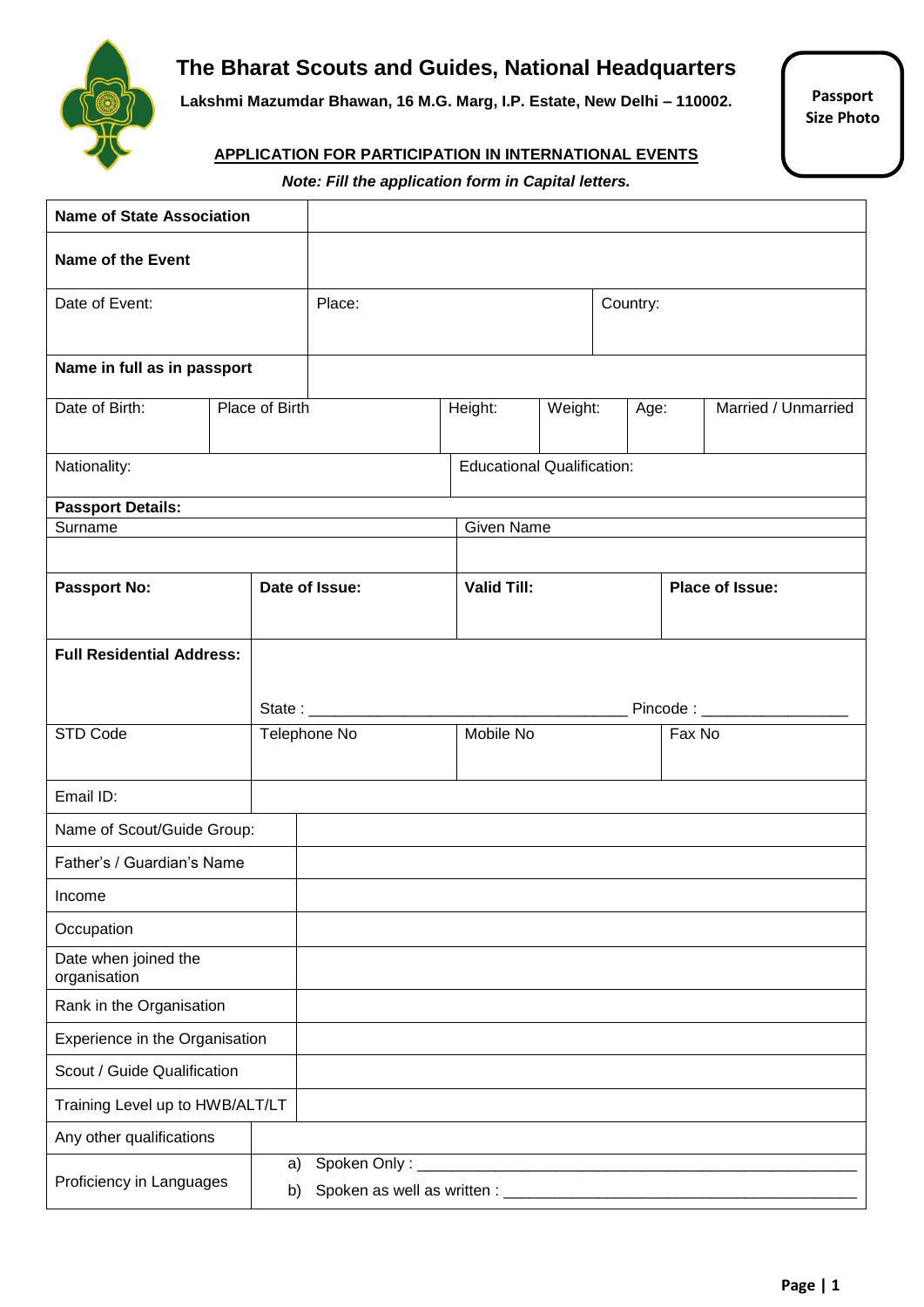# The Bharat Scouts and Guides, National Headquarters

**Lakshmi Mazumdar Bhawan, 16 M.G. Marg, I.P. Estate, New Delhi – 110002.**

**Passport Size Photo**

## APPLICATION FOR PARTICIPATION IN INTERNATIONAL EVENTS

***Note: Fill the application form in Capital letters.***

| | | | | | | |
|---|---|---|---|---|---|---|
| **Name of State Association** | | | | | | |
| **Name of the Event** | | | | | | |
| Date of Event: | Place: | | | Country: | | |
| **Name in full as in passport** | | | | | | |
| Date of Birth: | Place of Birth | | Height: | Weight: | Age: | Married / Unmarried |
| Nationality: | | | Educational Qualification: | | | |
| **Passport Details:** | | | | | | |
| Surname | | | Given Name | | | |
| | | | | | | |
| **Passport No:** | **Date of Issue:** | | **Valid Till:** | | **Place of Issue:** | |
| **Full Residential Address:** | State : ____________________ Pincode : __________ | | | | | |
| STD Code | Telephone No | | Mobile No | | Fax No | |
| Email ID: | | | | | | |
| Name of Scout/Guide Group: | | | | | | |
| Father's / Guardian's Name | | | | | | |
| Income | | | | | | |
| Occupation | | | | | | |
| Date when joined the organisation | | | | | | |
| Rank in the Organisation | | | | | | |
| Experience in the Organisation | | | | | | |
| Scout / Guide Qualification | | | | | | |
| Training Level up to HWB/ALT/LT | | | | | | |
| Any other qualifications | | | | | | |
| Proficiency in Languages | a) Spoken Only : ____________________<br>b) Spoken as well as written : ____________________ | | | | | |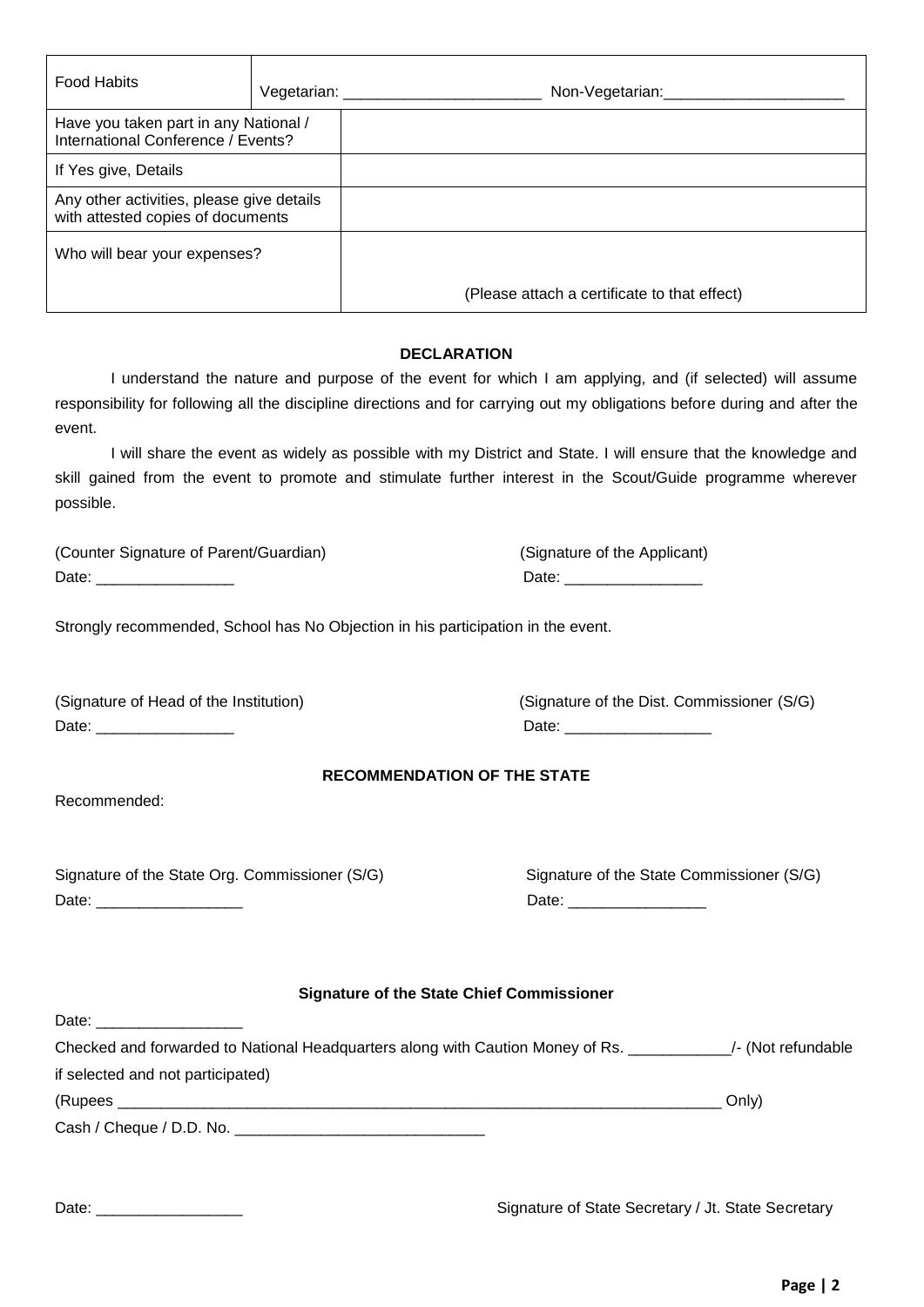| Food Habits | Vegetarian: _______________________ Non-Vegetarian:_____________________ |
|---|---|
| Have you taken part in any National / International Conference / Events? | |
| If Yes give, Details | |
| Any other activities, please give details with attested copies of documents | |
| Who will bear your expenses? | (Please attach a certificate to that effect) |

**DECLARATION**

I understand the nature and purpose of the event for which I am applying, and (if selected) will assume responsibility for following all the discipline directions and for carrying out my obligations before during and after the event.

I will share the event as widely as possible with my District and State. I will ensure that the knowledge and skill gained from the event to promote and stimulate further interest in the Scout/Guide programme wherever possible.

(Counter Signature of Parent/Guardian)
Date: ________________

(Signature of the Applicant)
Date: ________________

Strongly recommended, School has No Objection in his participation in the event.

(Signature of Head of the Institution)
Date: ________________

(Signature of the Dist. Commissioner (S/G)
Date: _________________

**RECOMMENDATION OF THE STATE**

Recommended:

Signature of the State Org. Commissioner (S/G)
Date: _________________

Signature of the State Commissioner (S/G)
Date: ________________

**Signature of the State Chief Commissioner**

Date: _________________

Checked and forwarded to National Headquarters along with Caution Money of Rs. ____________/- (Not refundable if selected and not participated)

(Rupees ___________________________________________________________________________ Only)

Cash / Cheque / D.D. No. _____________________________

Date: _________________

Signature of State Secretary / Jt. State Secretary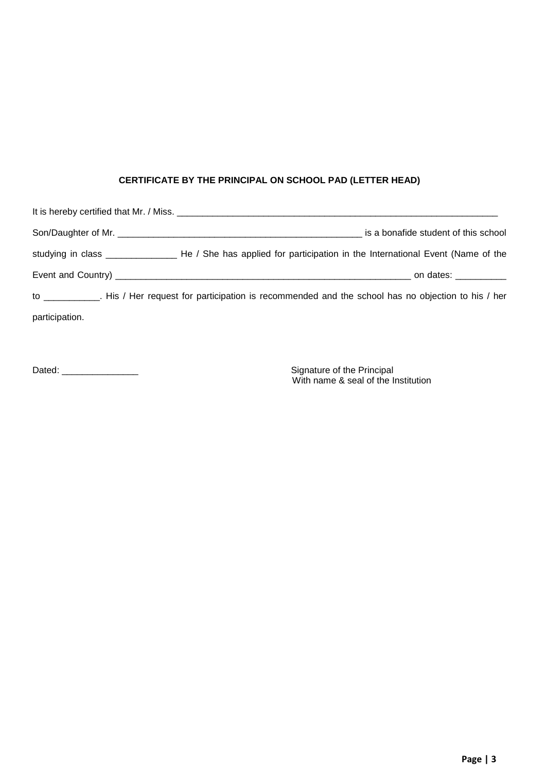**CERTIFICATE BY THE PRINCIPAL ON SCHOOL PAD (LETTER HEAD)**

It is hereby certified that Mr. / Miss. _________________________________________________________________ Son/Daughter of Mr. _________________________________________________ is a bonafide student of this school studying in class ______________ He / She has applied for participation in the International Event (Name of the Event and Country) ____________________________________________________________ on dates: __________ to ___________. His / Her request for participation is recommended and the school has no objection to his / her participation.

Dated: _______________

Signature of the Principal
With name & seal of the Institution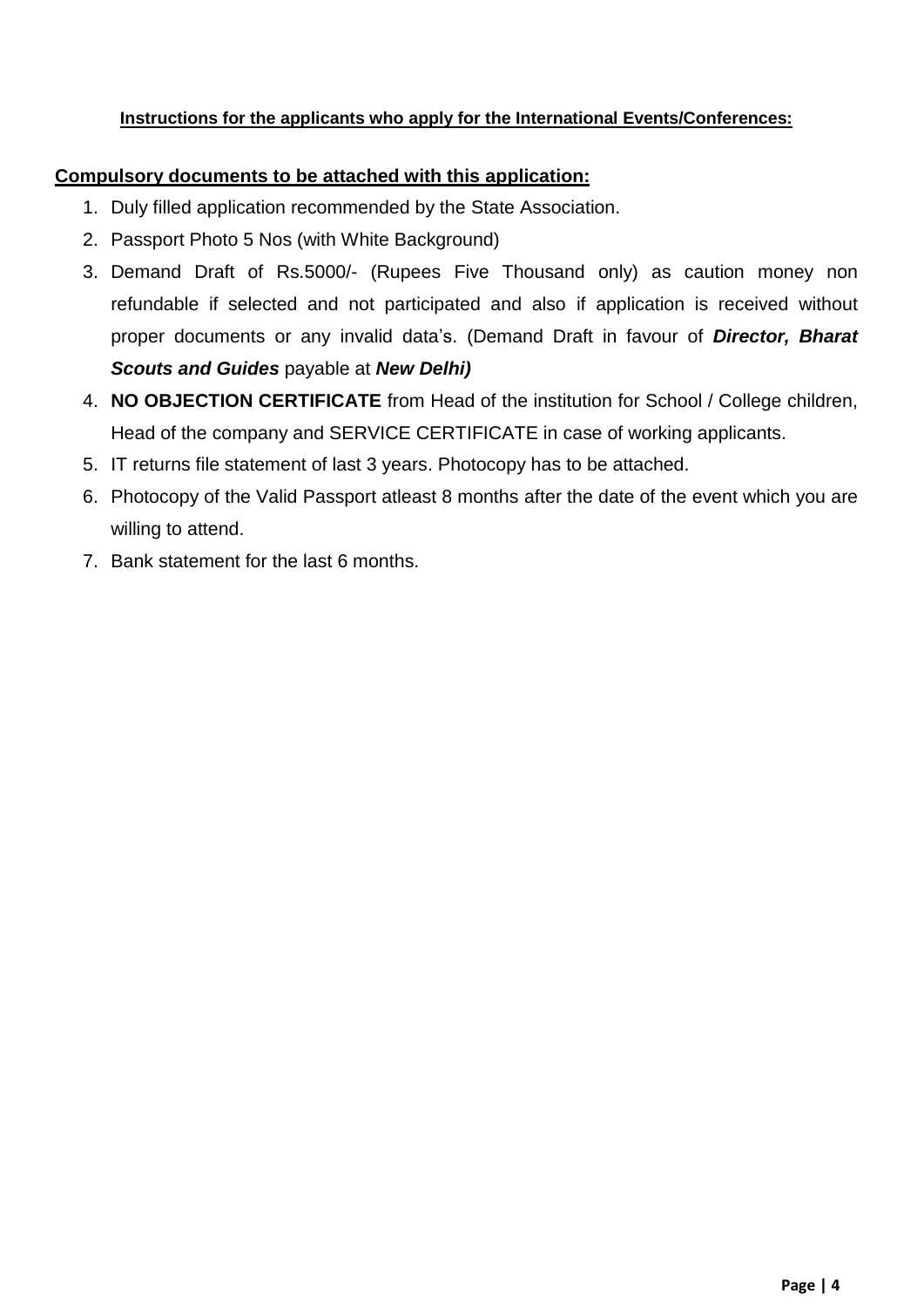**Instructions for the applicants who apply for the International Events/Conferences:**

**Compulsory documents to be attached with this application:**

1. Duly filled application recommended by the State Association.
2. Passport Photo 5 Nos (with White Background)
3. Demand Draft of Rs.5000/- (Rupees Five Thousand only) as caution money non refundable if selected and not participated and also if application is received without proper documents or any invalid data's. (Demand Draft in favour of ***Director, Bharat Scouts and Guides*** payable at ***New Delhi)***
4. **NO OBJECTION CERTIFICATE** from Head of the institution for School / College children, Head of the company and SERVICE CERTIFICATE in case of working applicants.
5. IT returns file statement of last 3 years. Photocopy has to be attached.
6. Photocopy of the Valid Passport atleast 8 months after the date of the event which you are willing to attend.
7. Bank statement for the last 6 months.